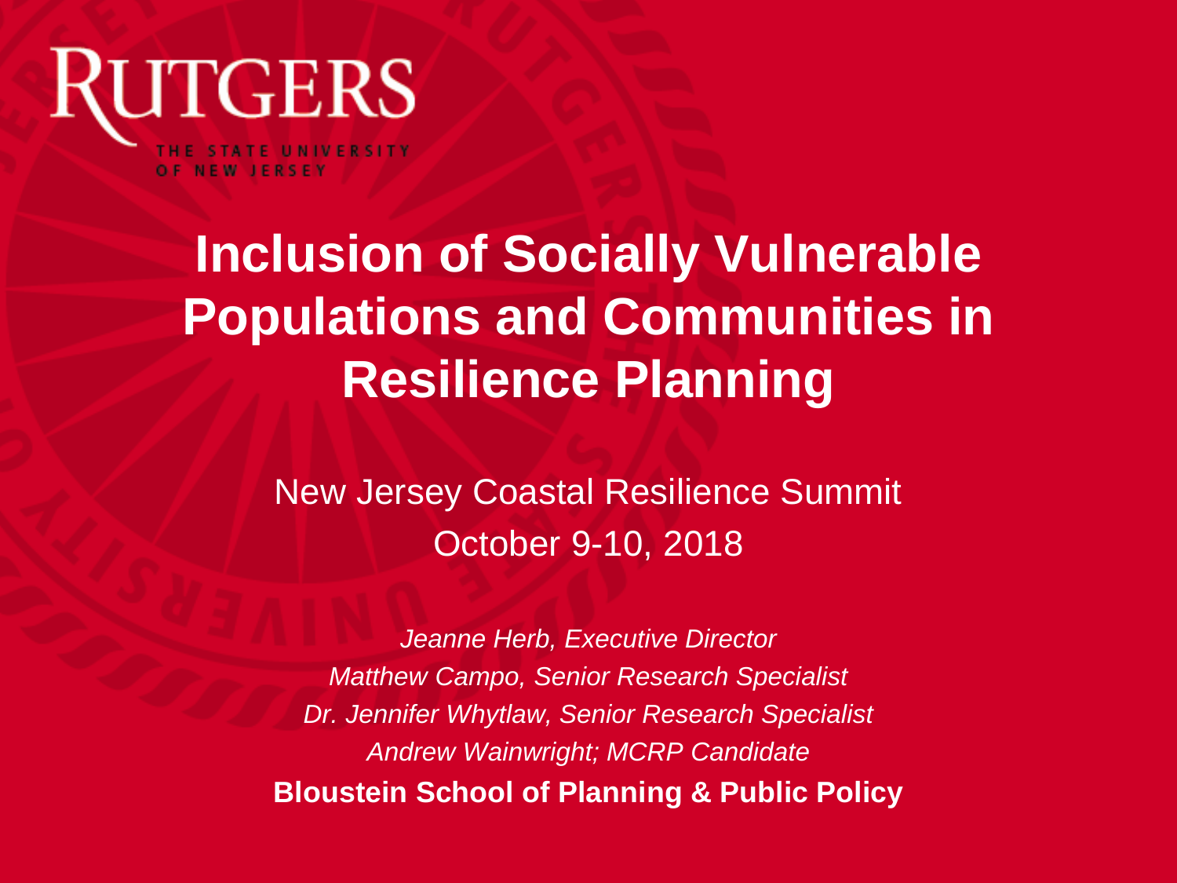RUTGERS

THE STATE UNIVERSITY OF NEW JERSEY

# Inclusion of Socially Vulnerable Populations and Communities in Resilience Planning

New Jersey Coastal Resilience Summit
October 9-10, 2018

*Jeanne Herb, Executive Director*
*Matthew Campo, Senior Research Specialist*
*Dr. Jennifer Whytlaw, Senior Research Specialist*
*Andrew Wainwright; MCRP Candidate*
**Bloustein School of Planning & Public Policy**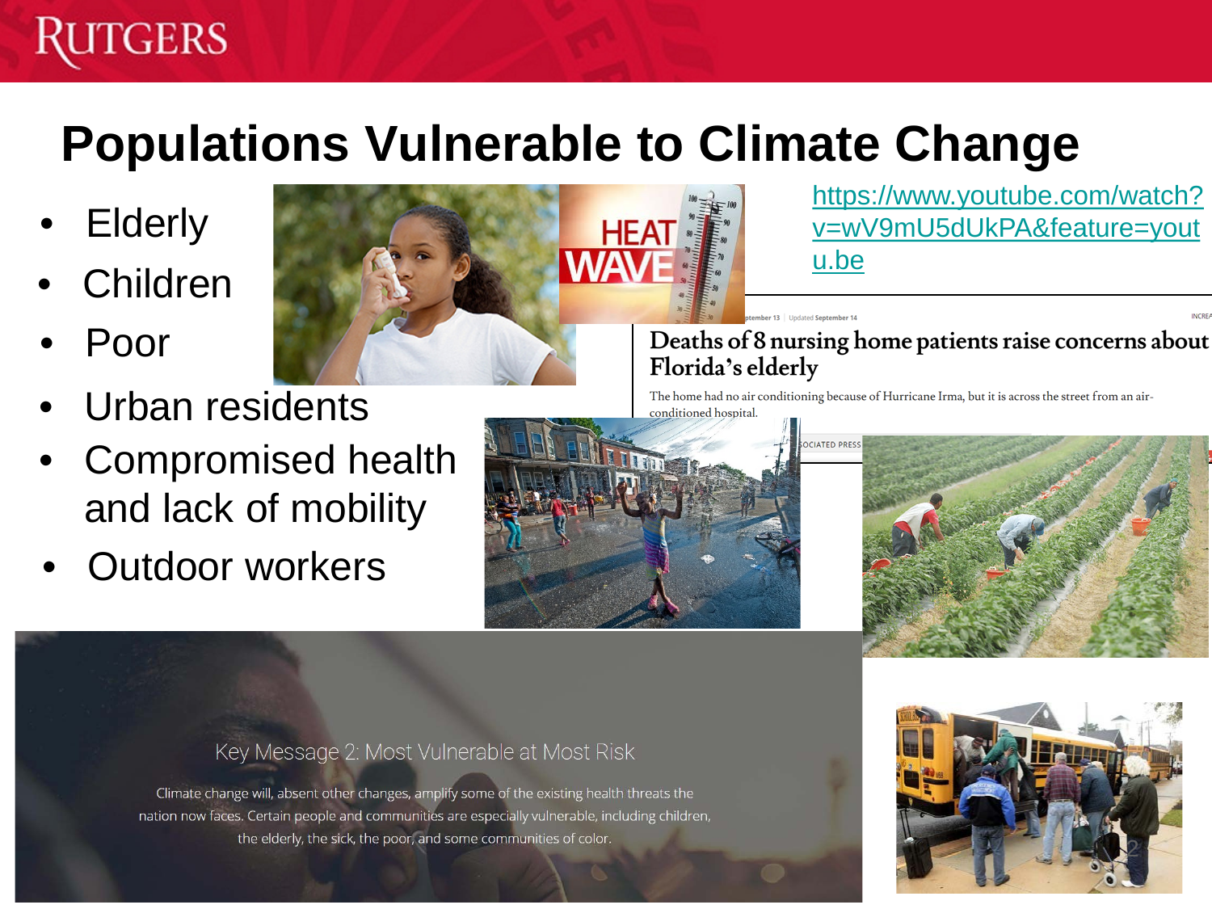# Populations Vulnerable to Climate Change

- Elderly
- Children
- Poor
- Urban residents
- Compromised health and lack of mobility
- Outdoor workers

https://www.youtube.com/watch?v=wV9mU5dUkPA&feature=youtu.be

**Deaths of 8 nursing home patients raise concerns about Florida's elderly**

The home had no air conditioning because of Hurricane Irma, but it is across the street from an air-conditioned hospital.

Key Message 2: Most Vulnerable at Most Risk

Climate change will, absent other changes, amplify some of the existing health threats the nation now faces. Certain people and communities are especially vulnerable, including children, the elderly, the sick, the poor, and some communities of color.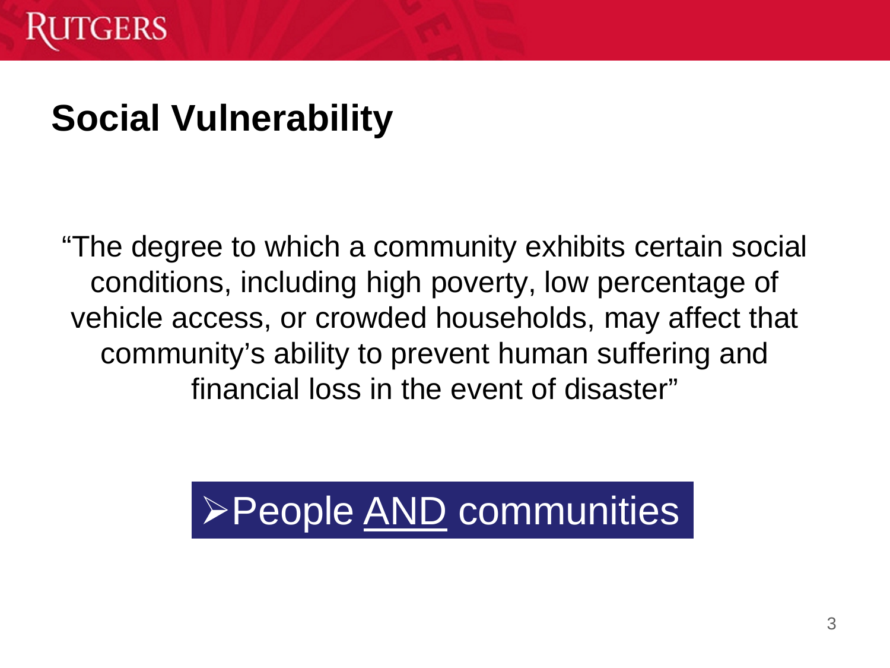# Social Vulnerability

"The degree to which a community exhibits certain social conditions, including high poverty, low percentage of vehicle access, or crowded households, may affect that community's ability to prevent human suffering and financial loss in the event of disaster"

- People AND communities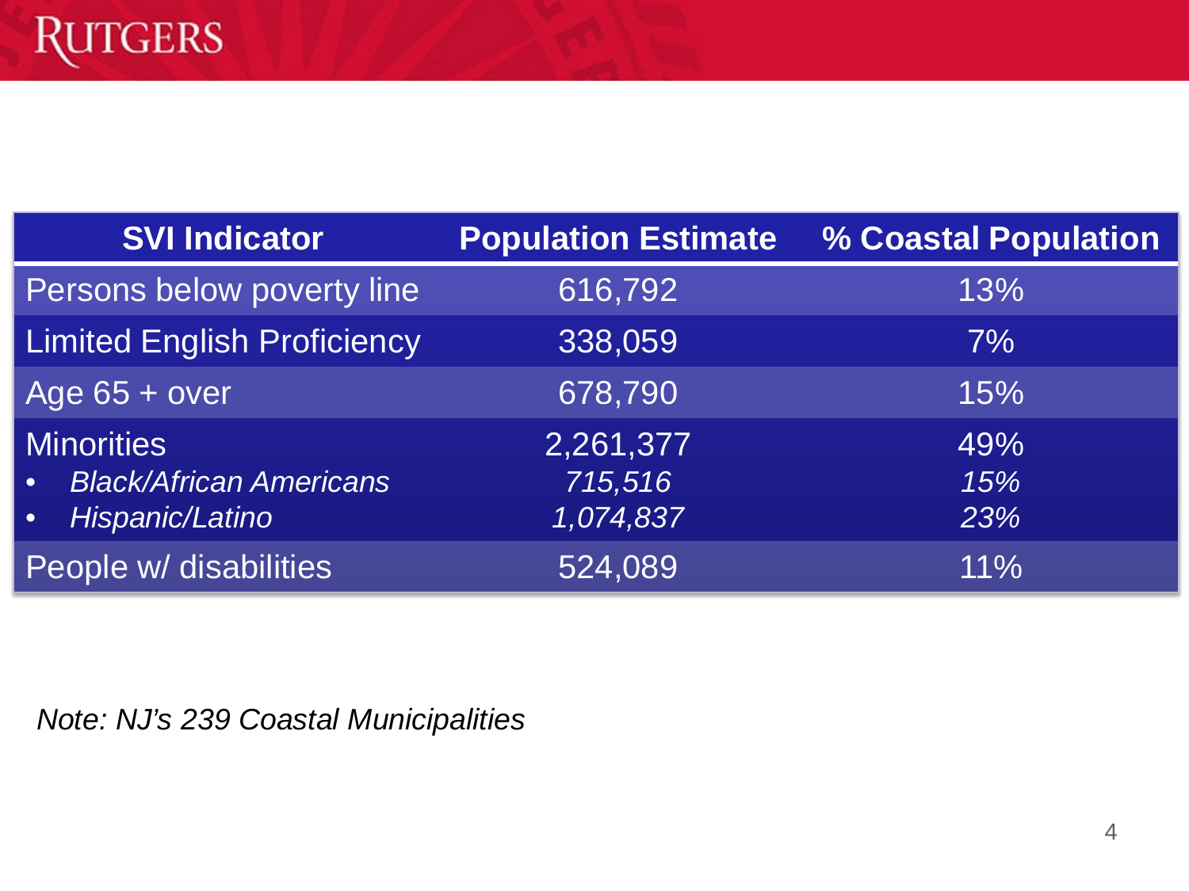| SVI Indicator | Population Estimate | % Coastal Population |
|---|---|---|
| Persons below poverty line | 616,792 | 13% |
| Limited English Proficiency | 338,059 | 7% |
| Age 65 + over | 678,790 | 15% |
| Minorities | 2,261,377 | 49% |
| • *Black/African Americans* | *715,516* | *15%* |
| • *Hispanic/Latino* | *1,074,837* | *23%* |
| People w/ disabilities | 524,089 | 11% |

*Note: NJ's 239 Coastal Municipalities*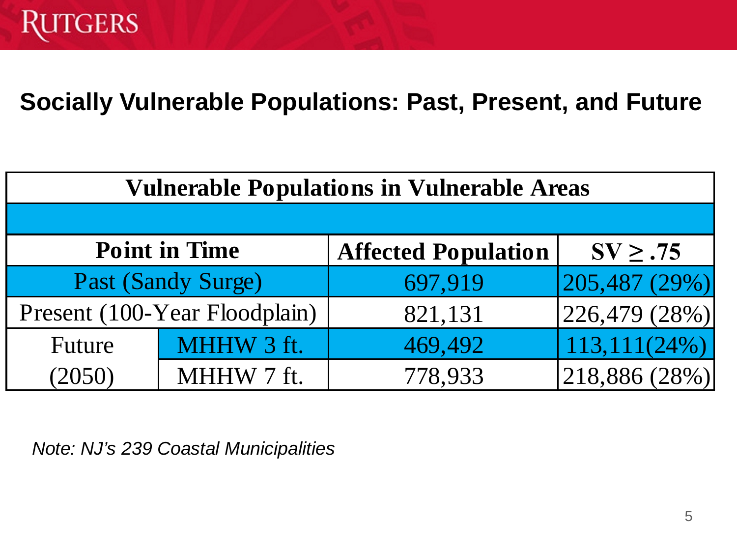## Socially Vulnerable Populations: Past, Present, and Future

| Vulnerable Populations in Vulnerable Areas | | | |
|---|---|---|---|
| **Point in Time** | | **Affected Population** | **SV ≥ .75** |
| Past (Sandy Surge) | | 697,919 | 205,487 (29%) |
| Present (100-Year Floodplain) | | 821,131 | 226,479 (28%) |
| Future (2050) | MHHW 3 ft. | 469,492 | 113,111(24%) |
| | MHHW 7 ft. | 778,933 | 218,886 (28%) |

*Note: NJ's 239 Coastal Municipalities*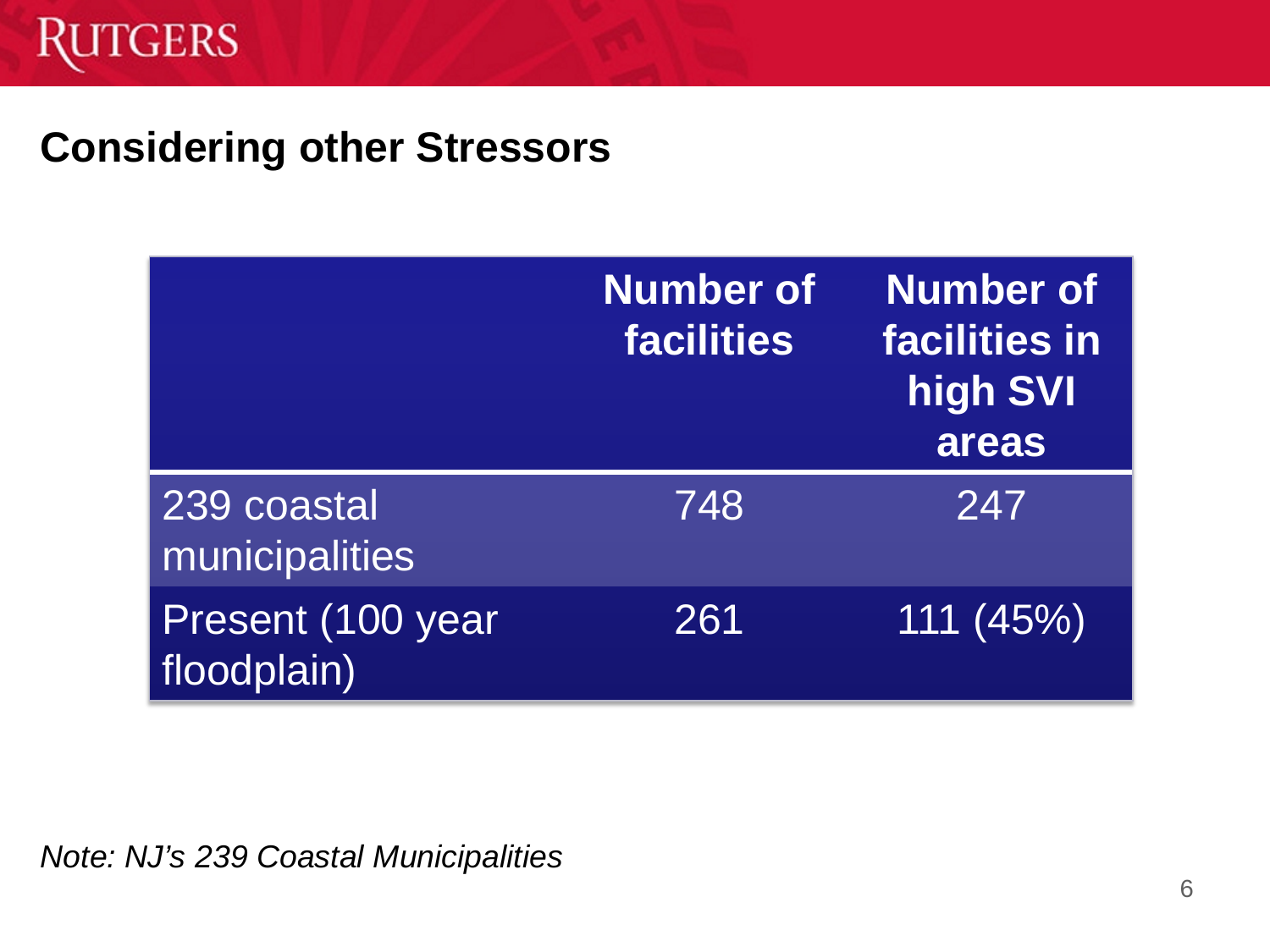## Considering other Stressors

| | Number of facilities | Number of facilities in high SVI areas |
|---|---|---|
| 239 coastal municipalities | 748 | 247 |
| Present (100 year floodplain) | 261 | 111 (45%) |

*Note: NJ's 239 Coastal Municipalities*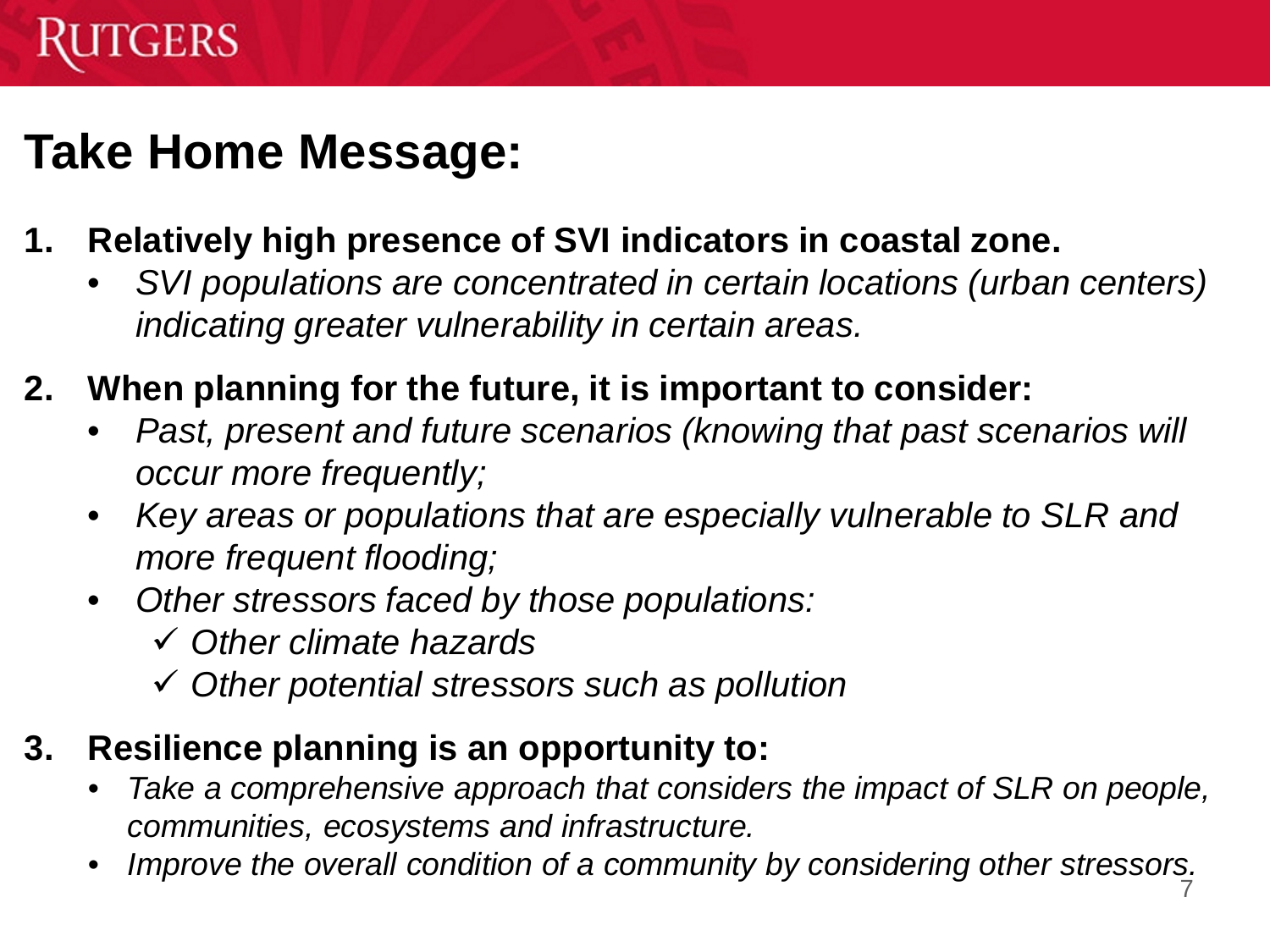# Take Home Message:

1. **Relatively high presence of SVI indicators in coastal zone.**
   - *SVI populations are concentrated in certain locations (urban centers) indicating greater vulnerability in certain areas.*

2. **When planning for the future, it is important to consider:**
   - *Past, present and future scenarios (knowing that past scenarios will occur more frequently;*
   - *Key areas or populations that are especially vulnerable to SLR and more frequent flooding;*
   - *Other stressors faced by those populations:*
     - ✓ *Other climate hazards*
     - ✓ *Other potential stressors such as pollution*

3. **Resilience planning is an opportunity to:**
   - *Take a comprehensive approach that considers the impact of SLR on people, communities, ecosystems and infrastructure.*
   - *Improve the overall condition of a community by considering other stressors.*